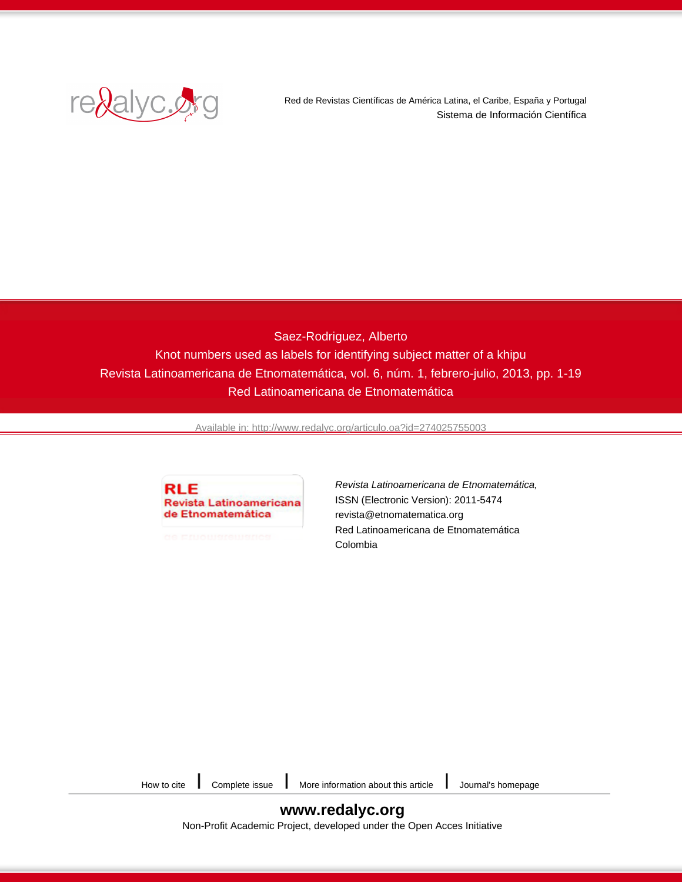Red de Revistas Científicas de América Latina, el Caribe, España y Portugal

Sistema de Información Científica

Saez-Rodriguez, Alberto

Knot numbers used as labels for identifying subject matter of a khipu

Revista Latinoamericana de Etnomatemática, vol. 6, núm. 1, febrero-julio, 2013, pp. 1-19

Red Latinoamericana de Etnomatemática

Available in: http://www.redalyc.org/articulo.oa?id=274025755003

*Revista Latinoamericana de Etnomatemática,*
ISSN (Electronic Version): 2011-5474
revista@etnomatematica.org
Red Latinoamericana de Etnomatemática
Colombia

How to cite | Complete issue | More information about this article | Journal's homepage

**www.redalyc.org**

Non-Profit Academic Project, developed under the Open Acces Initiative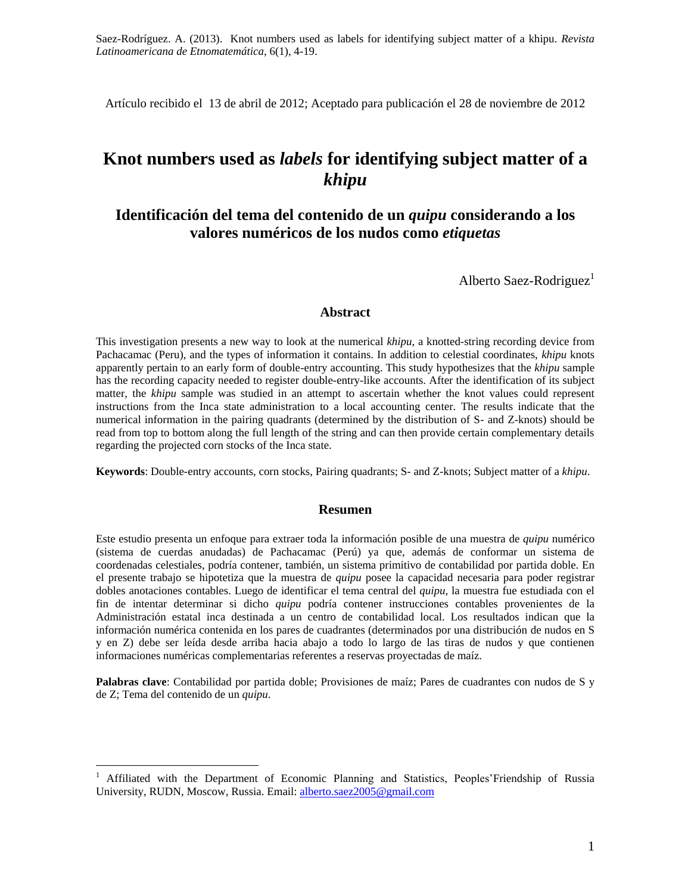Saez-Rodríguez. A. (2013). Knot numbers used as labels for identifying subject matter of a khipu. *Revista Latinoamericana de Etnomatemática*, 6(1), 4-19.

Artículo recibido el 13 de abril de 2012; Aceptado para publicación el 28 de noviembre de 2012

# Knot numbers used as *labels* for identifying subject matter of a *khipu*

## Identificación del tema del contenido de un *quipu* considerando a los valores numéricos de los nudos como *etiquetas*

Alberto Saez-Rodriguez[1]

### Abstract

This investigation presents a new way to look at the numerical *khipu*, a knotted-string recording device from Pachacamac (Peru), and the types of information it contains. In addition to celestial coordinates, *khipu* knots apparently pertain to an early form of double-entry accounting. This study hypothesizes that the *khipu* sample has the recording capacity needed to register double-entry-like accounts. After the identification of its subject matter, the *khipu* sample was studied in an attempt to ascertain whether the knot values could represent instructions from the Inca state administration to a local accounting center. The results indicate that the numerical information in the pairing quadrants (determined by the distribution of S- and Z-knots) should be read from top to bottom along the full length of the string and can then provide certain complementary details regarding the projected corn stocks of the Inca state.

**Keywords**: Double-entry accounts, corn stocks, Pairing quadrants; S- and Z-knots; Subject matter of a *khipu*.

### Resumen

Este estudio presenta un enfoque para extraer toda la información posible de una muestra de *quipu* numérico (sistema de cuerdas anudadas) de Pachacamac (Perú) ya que, además de conformar un sistema de coordenadas celestiales, podría contener, también, un sistema primitivo de contabilidad por partida doble. En el presente trabajo se hipotetiza que la muestra de *quipu* posee la capacidad necesaria para poder registrar dobles anotaciones contables. Luego de identificar el tema central del *quipu*, la muestra fue estudiada con el fin de intentar determinar si dicho *quipu* podría contener instrucciones contables provenientes de la Administración estatal inca destinada a un centro de contabilidad local. Los resultados indican que la información numérica contenida en los pares de cuadrantes (determinados por una distribución de nudos en S y en Z) debe ser leída desde arriba hacia abajo a todo lo largo de las tiras de nudos y que contienen informaciones numéricas complementarias referentes a reservas proyectadas de maíz.

**Palabras clave**: Contabilidad por partida doble; Provisiones de maíz; Pares de cuadrantes con nudos de S y de Z; Tema del contenido de un *quipu*.

---

[1] Affiliated with the Department of Economic Planning and Statistics, Peoples'Friendship of Russia University, RUDN, Moscow, Russia. Email: alberto.saez2005@gmail.com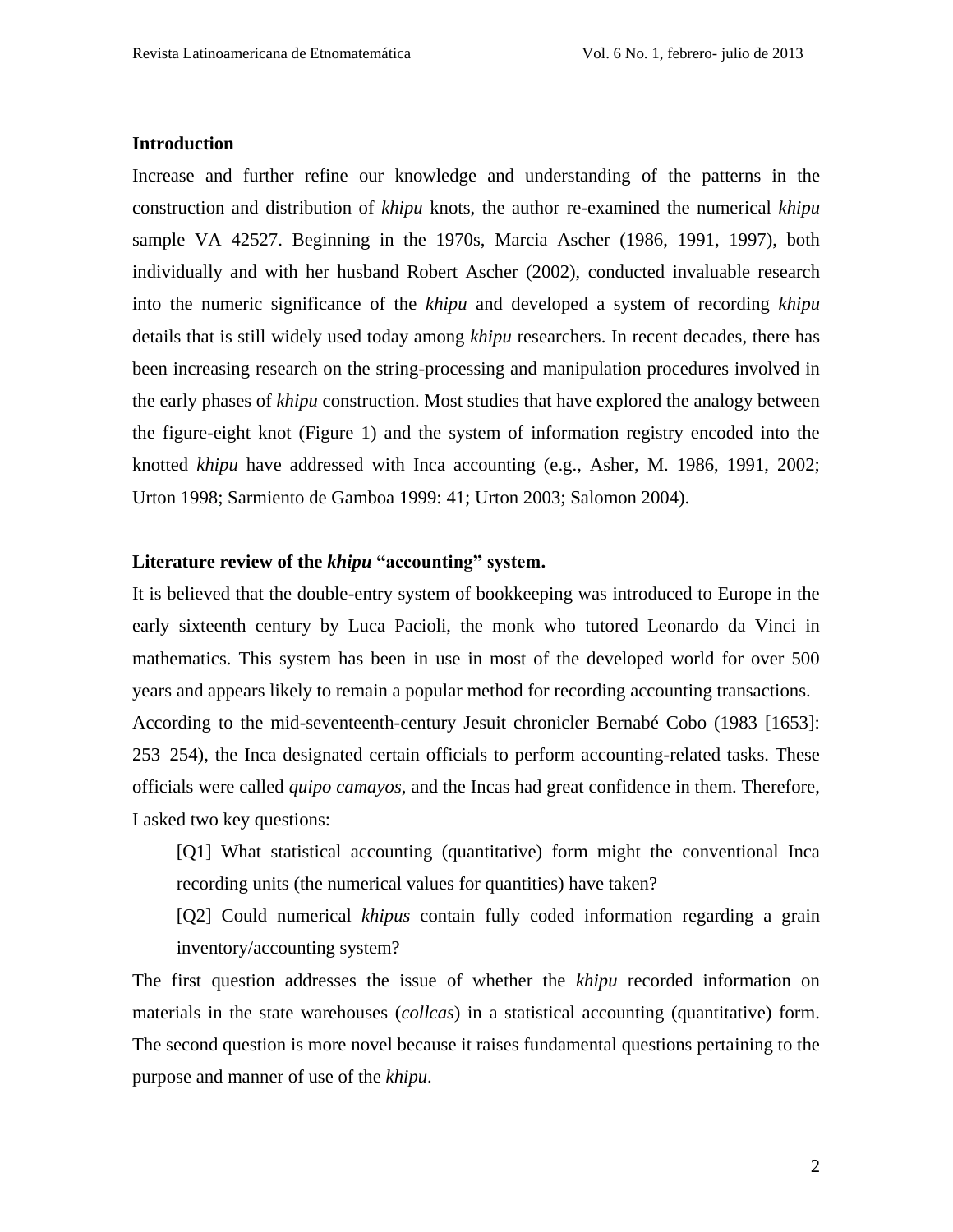## Introduction

Increase and further refine our knowledge and understanding of the patterns in the construction and distribution of *khipu* knots, the author re-examined the numerical *khipu* sample VA 42527. Beginning in the 1970s, Marcia Ascher (1986, 1991, 1997), both individually and with her husband Robert Ascher (2002), conducted invaluable research into the numeric significance of the *khipu* and developed a system of recording *khipu* details that is still widely used today among *khipu* researchers. In recent decades, there has been increasing research on the string-processing and manipulation procedures involved in the early phases of *khipu* construction. Most studies that have explored the analogy between the figure-eight knot (Figure 1) and the system of information registry encoded into the knotted *khipu* have addressed with Inca accounting (e.g., Asher, M. 1986, 1991, 2002; Urton 1998; Sarmiento de Gamboa 1999: 41; Urton 2003; Salomon 2004).

## Literature review of the *khipu* "accounting" system.

It is believed that the double-entry system of bookkeeping was introduced to Europe in the early sixteenth century by Luca Pacioli, the monk who tutored Leonardo da Vinci in mathematics. This system has been in use in most of the developed world for over 500 years and appears likely to remain a popular method for recording accounting transactions.

According to the mid-seventeenth-century Jesuit chronicler Bernabé Cobo (1983 [1653]: 253–254), the Inca designated certain officials to perform accounting-related tasks. These officials were called *quipo camayos*, and the Incas had great confidence in them. Therefore, I asked two key questions:

> [Q1] What statistical accounting (quantitative) form might the conventional Inca recording units (the numerical values for quantities) have taken?
>
> [Q2] Could numerical *khipus* contain fully coded information regarding a grain inventory/accounting system?

The first question addresses the issue of whether the *khipu* recorded information on materials in the state warehouses (*collcas*) in a statistical accounting (quantitative) form. The second question is more novel because it raises fundamental questions pertaining to the purpose and manner of use of the *khipu*.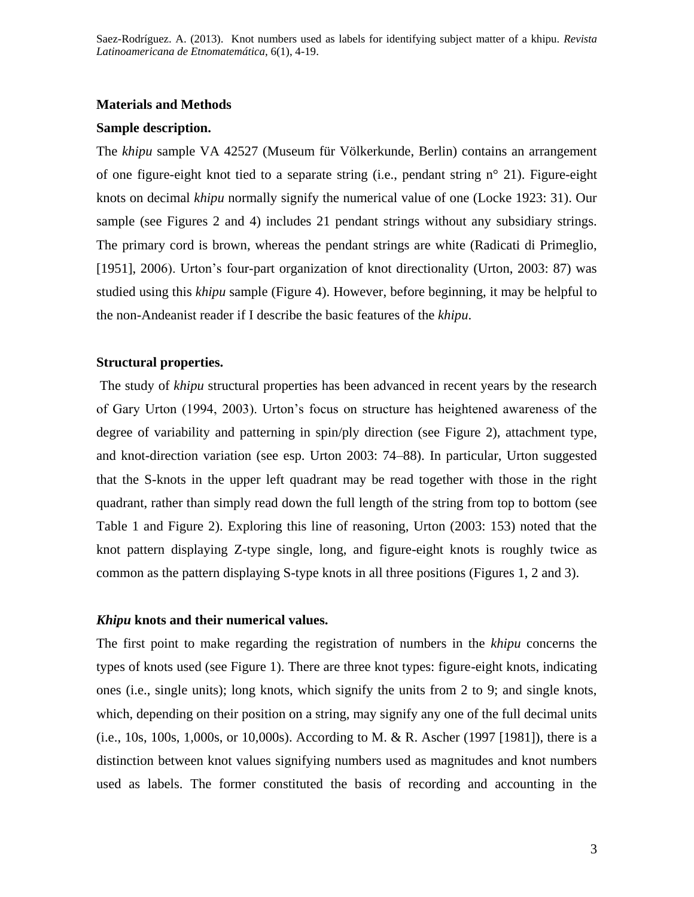**Materials and Methods**

**Sample description.**

The *khipu* sample VA 42527 (Museum für Völkerkunde, Berlin) contains an arrangement of one figure-eight knot tied to a separate string (i.e., pendant string n° 21). Figure-eight knots on decimal *khipu* normally signify the numerical value of one (Locke 1923: 31). Our sample (see Figures 2 and 4) includes 21 pendant strings without any subsidiary strings. The primary cord is brown, whereas the pendant strings are white (Radicati di Primeglio, [1951], 2006). Urton's four-part organization of knot directionality (Urton, 2003: 87) was studied using this *khipu* sample (Figure 4). However, before beginning, it may be helpful to the non-Andeanist reader if I describe the basic features of the *khipu*.

**Structural properties.**

The study of *khipu* structural properties has been advanced in recent years by the research of Gary Urton (1994, 2003). Urton's focus on structure has heightened awareness of the degree of variability and patterning in spin/ply direction (see Figure 2), attachment type, and knot-direction variation (see esp. Urton 2003: 74–88). In particular, Urton suggested that the S-knots in the upper left quadrant may be read together with those in the right quadrant, rather than simply read down the full length of the string from top to bottom (see Table 1 and Figure 2). Exploring this line of reasoning, Urton (2003: 153) noted that the knot pattern displaying Z-type single, long, and figure-eight knots is roughly twice as common as the pattern displaying S-type knots in all three positions (Figures 1, 2 and 3).

***Khipu* knots and their numerical values.**

The first point to make regarding the registration of numbers in the *khipu* concerns the types of knots used (see Figure 1). There are three knot types: figure-eight knots, indicating ones (i.e., single units); long knots, which signify the units from 2 to 9; and single knots, which, depending on their position on a string, may signify any one of the full decimal units (i.e., 10s, 100s, 1,000s, or 10,000s). According to M. & R. Ascher (1997 [1981]), there is a distinction between knot values signifying numbers used as magnitudes and knot numbers used as labels. The former constituted the basis of recording and accounting in the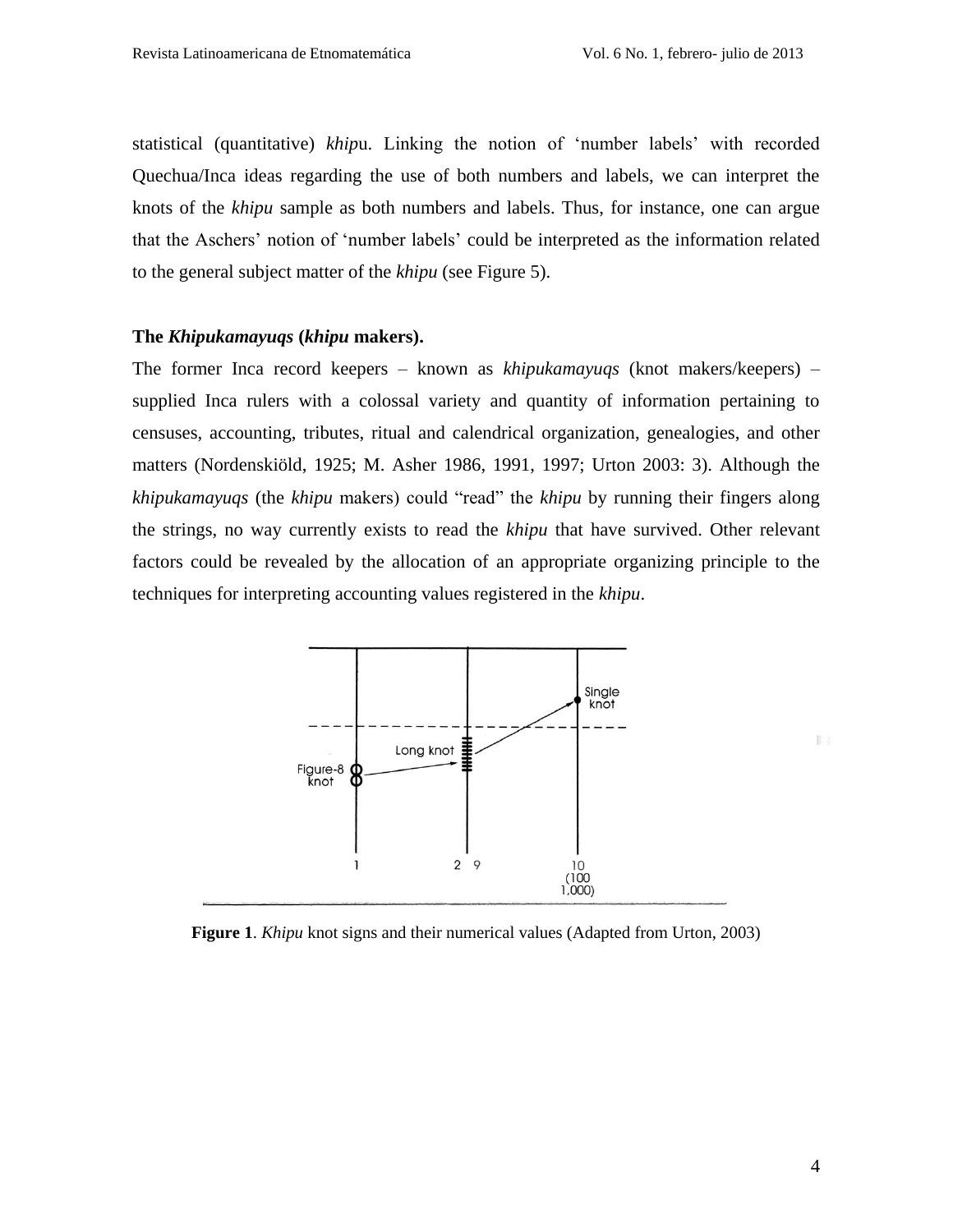statistical (quantitative) *khip*u. Linking the notion of 'number labels' with recorded Quechua/Inca ideas regarding the use of both numbers and labels, we can interpret the knots of the *khipu* sample as both numbers and labels. Thus, for instance, one can argue that the Aschers' notion of 'number labels' could be interpreted as the information related to the general subject matter of the *khipu* (see Figure 5).

### The *Khipukamayuqs* (*khipu* makers).

The former Inca record keepers – known as *khipukamayuqs* (knot makers/keepers) – supplied Inca rulers with a colossal variety and quantity of information pertaining to censuses, accounting, tributes, ritual and calendrical organization, genealogies, and other matters (Nordenskiöld, 1925; M. Asher 1986, 1991, 1997; Urton 2003: 3). Although the *khipukamayuqs* (the *khipu* makers) could "read" the *khipu* by running their fingers along the strings, no way currently exists to read the *khipu* that have survived. Other relevant factors could be revealed by the allocation of an appropriate organizing principle to the techniques for interpreting accounting values registered in the *khipu*.

**Figure 1**. *Khipu* knot signs and their numerical values (Adapted from Urton, 2003)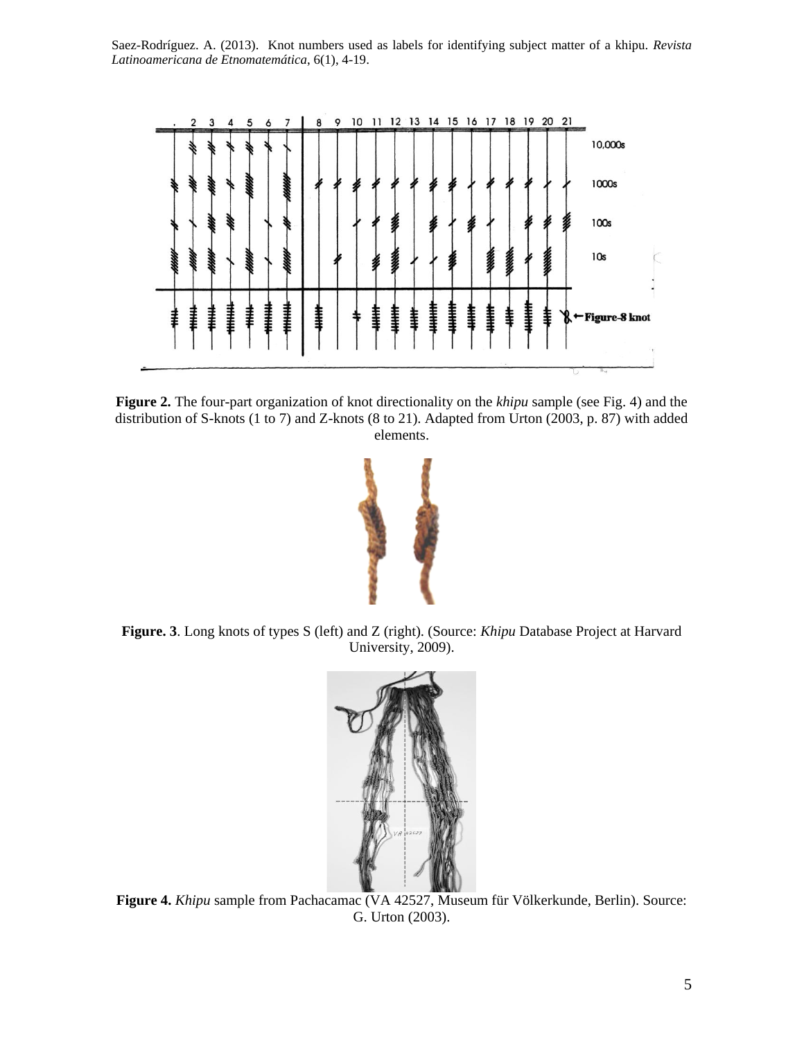**Figure 2.** The four-part organization of knot directionality on the *khipu* sample (see Fig. 4) and the distribution of S-knots (1 to 7) and Z-knots (8 to 21). Adapted from Urton (2003, p. 87) with added elements.

**Figure. 3**. Long knots of types S (left) and Z (right). (Source: *Khipu* Database Project at Harvard University, 2009).

**Figure 4.** *Khipu* sample from Pachacamac (VA 42527, Museum für Völkerkunde, Berlin). Source: G. Urton (2003).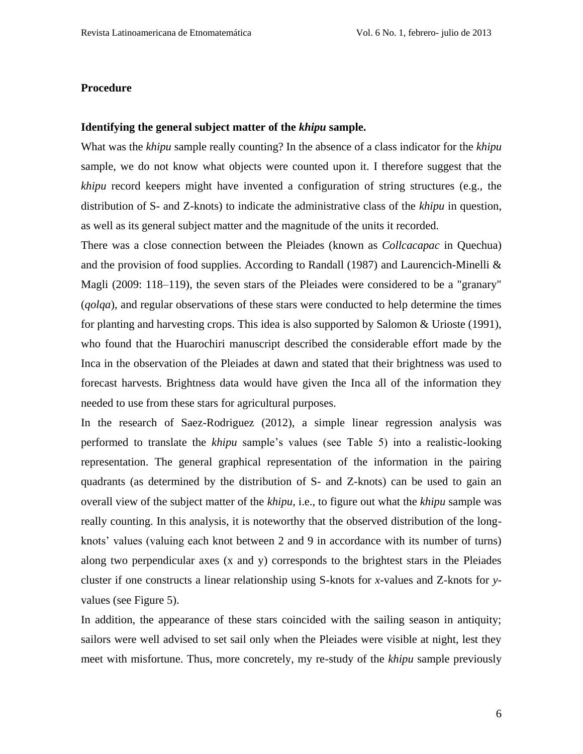**Procedure**

**Identifying the general subject matter of the *khipu* sample.**

What was the *khipu* sample really counting? In the absence of a class indicator for the *khipu* sample, we do not know what objects were counted upon it. I therefore suggest that the *khipu* record keepers might have invented a configuration of string structures (e.g., the distribution of S- and Z-knots) to indicate the administrative class of the *khipu* in question, as well as its general subject matter and the magnitude of the units it recorded.

There was a close connection between the Pleiades (known as *Collcacapac* in Quechua) and the provision of food supplies. According to Randall (1987) and Laurencich-Minelli & Magli (2009: 118–119), the seven stars of the Pleiades were considered to be a "granary" (*qolqa*), and regular observations of these stars were conducted to help determine the times for planting and harvesting crops. This idea is also supported by Salomon & Urioste (1991), who found that the Huarochiri manuscript described the considerable effort made by the Inca in the observation of the Pleiades at dawn and stated that their brightness was used to forecast harvests. Brightness data would have given the Inca all of the information they needed to use from these stars for agricultural purposes.

In the research of Saez-Rodriguez (2012), a simple linear regression analysis was performed to translate the *khipu* sample's values (see Table 5) into a realistic-looking representation. The general graphical representation of the information in the pairing quadrants (as determined by the distribution of S- and Z-knots) can be used to gain an overall view of the subject matter of the *khipu*, i.e., to figure out what the *khipu* sample was really counting. In this analysis, it is noteworthy that the observed distribution of the long-knots' values (valuing each knot between 2 and 9 in accordance with its number of turns) along two perpendicular axes (x and y) corresponds to the brightest stars in the Pleiades cluster if one constructs a linear relationship using S-knots for *x*-values and Z-knots for *y*-values (see Figure 5).

In addition, the appearance of these stars coincided with the sailing season in antiquity; sailors were well advised to set sail only when the Pleiades were visible at night, lest they meet with misfortune. Thus, more concretely, my re-study of the *khipu* sample previously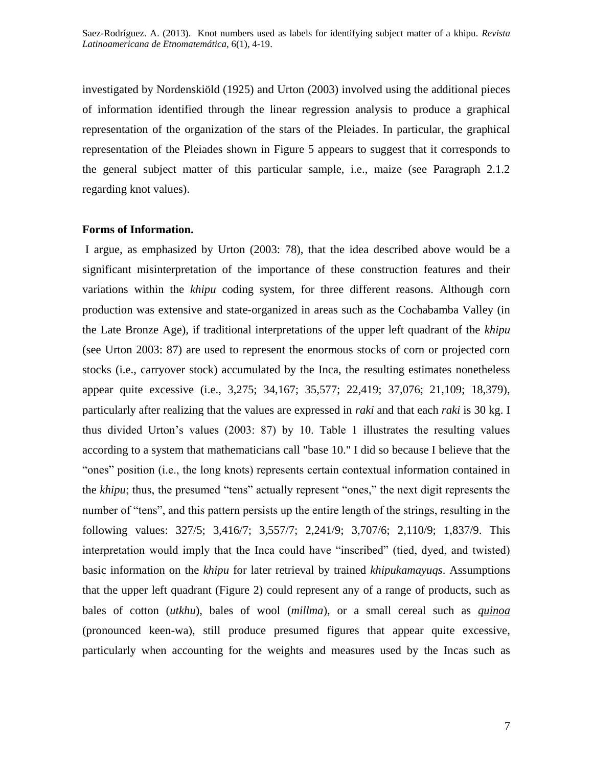investigated by Nordenskiöld (1925) and Urton (2003) involved using the additional pieces of information identified through the linear regression analysis to produce a graphical representation of the organization of the stars of the Pleiades. In particular, the graphical representation of the Pleiades shown in Figure 5 appears to suggest that it corresponds to the general subject matter of this particular sample, i.e., maize (see Paragraph 2.1.2 regarding knot values).

**Forms of Information.**

I argue, as emphasized by Urton (2003: 78), that the idea described above would be a significant misinterpretation of the importance of these construction features and their variations within the *khipu* coding system, for three different reasons. Although corn production was extensive and state-organized in areas such as the Cochabamba Valley (in the Late Bronze Age), if traditional interpretations of the upper left quadrant of the *khipu* (see Urton 2003: 87) are used to represent the enormous stocks of corn or projected corn stocks (i.e., carryover stock) accumulated by the Inca, the resulting estimates nonetheless appear quite excessive (i.e., 3,275; 34,167; 35,577; 22,419; 37,076; 21,109; 18,379), particularly after realizing that the values are expressed in *raki* and that each *raki* is 30 kg. I thus divided Urton's values (2003: 87) by 10. Table 1 illustrates the resulting values according to a system that mathematicians call "base 10." I did so because I believe that the "ones" position (i.e., the long knots) represents certain contextual information contained in the *khipu*; thus, the presumed "tens" actually represent "ones," the next digit represents the number of "tens", and this pattern persists up the entire length of the strings, resulting in the following values: 327/5; 3,416/7; 3,557/7; 2,241/9; 3,707/6; 2,110/9; 1,837/9. This interpretation would imply that the Inca could have "inscribed" (tied, dyed, and twisted) basic information on the *khipu* for later retrieval by trained *khipukamayuqs*. Assumptions that the upper left quadrant (Figure 2) could represent any of a range of products, such as bales of cotton (*utkhu*), bales of wool (*millma*), or a small cereal such as *quinoa* (pronounced keen-wa), still produce presumed figures that appear quite excessive, particularly when accounting for the weights and measures used by the Incas such as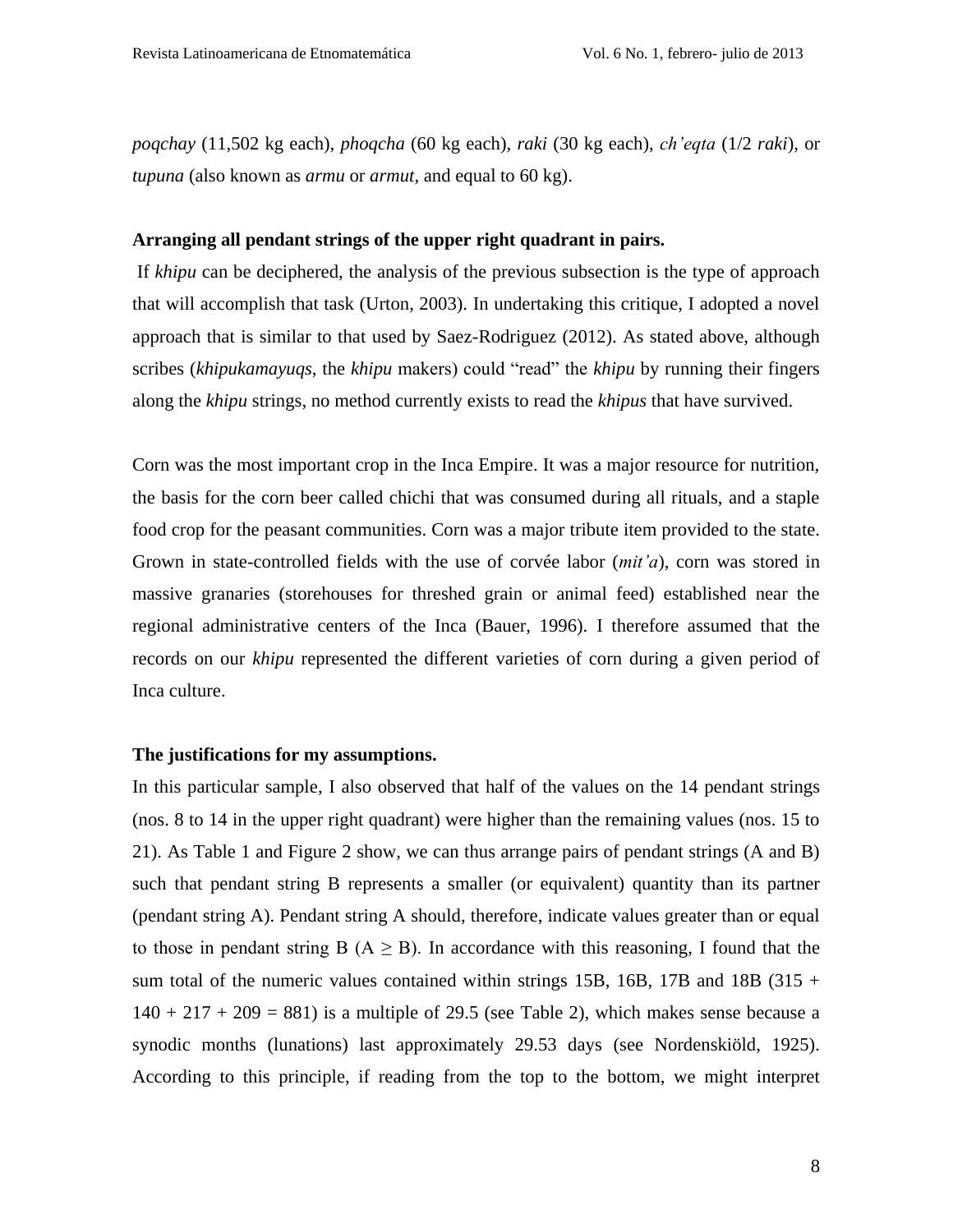*poqchay* (11,502 kg each), *phoqcha* (60 kg each), *raki* (30 kg each), *ch'eqta* (1/2 *raki*), or *tupuna* (also known as *armu* or *armut*, and equal to 60 kg).

**Arranging all pendant strings of the upper right quadrant in pairs.**

If *khipu* can be deciphered, the analysis of the previous subsection is the type of approach that will accomplish that task (Urton, 2003). In undertaking this critique, I adopted a novel approach that is similar to that used by Saez-Rodriguez (2012). As stated above, although scribes (*khipukamayuqs*, the *khipu* makers) could "read" the *khipu* by running their fingers along the *khipu* strings, no method currently exists to read the *khipus* that have survived.

Corn was the most important crop in the Inca Empire. It was a major resource for nutrition, the basis for the corn beer called chichi that was consumed during all rituals, and a staple food crop for the peasant communities. Corn was a major tribute item provided to the state. Grown in state-controlled fields with the use of corvée labor (*mit'a*), corn was stored in massive granaries (storehouses for threshed grain or animal feed) established near the regional administrative centers of the Inca (Bauer, 1996). I therefore assumed that the records on our *khipu* represented the different varieties of corn during a given period of Inca culture.

**The justifications for my assumptions.**

In this particular sample, I also observed that half of the values on the 14 pendant strings (nos. 8 to 14 in the upper right quadrant) were higher than the remaining values (nos. 15 to 21). As Table 1 and Figure 2 show, we can thus arrange pairs of pendant strings (A and B) such that pendant string B represents a smaller (or equivalent) quantity than its partner (pendant string A). Pendant string A should, therefore, indicate values greater than or equal to those in pendant string B ($A \geq B$). In accordance with this reasoning, I found that the sum total of the numeric values contained within strings 15B, 16B, 17B and 18B ($315 + 140 + 217 + 209 = 881$) is a multiple of 29.5 (see Table 2), which makes sense because a synodic months (lunations) last approximately 29.53 days (see Nordenskiöld, 1925). According to this principle, if reading from the top to the bottom, we might interpret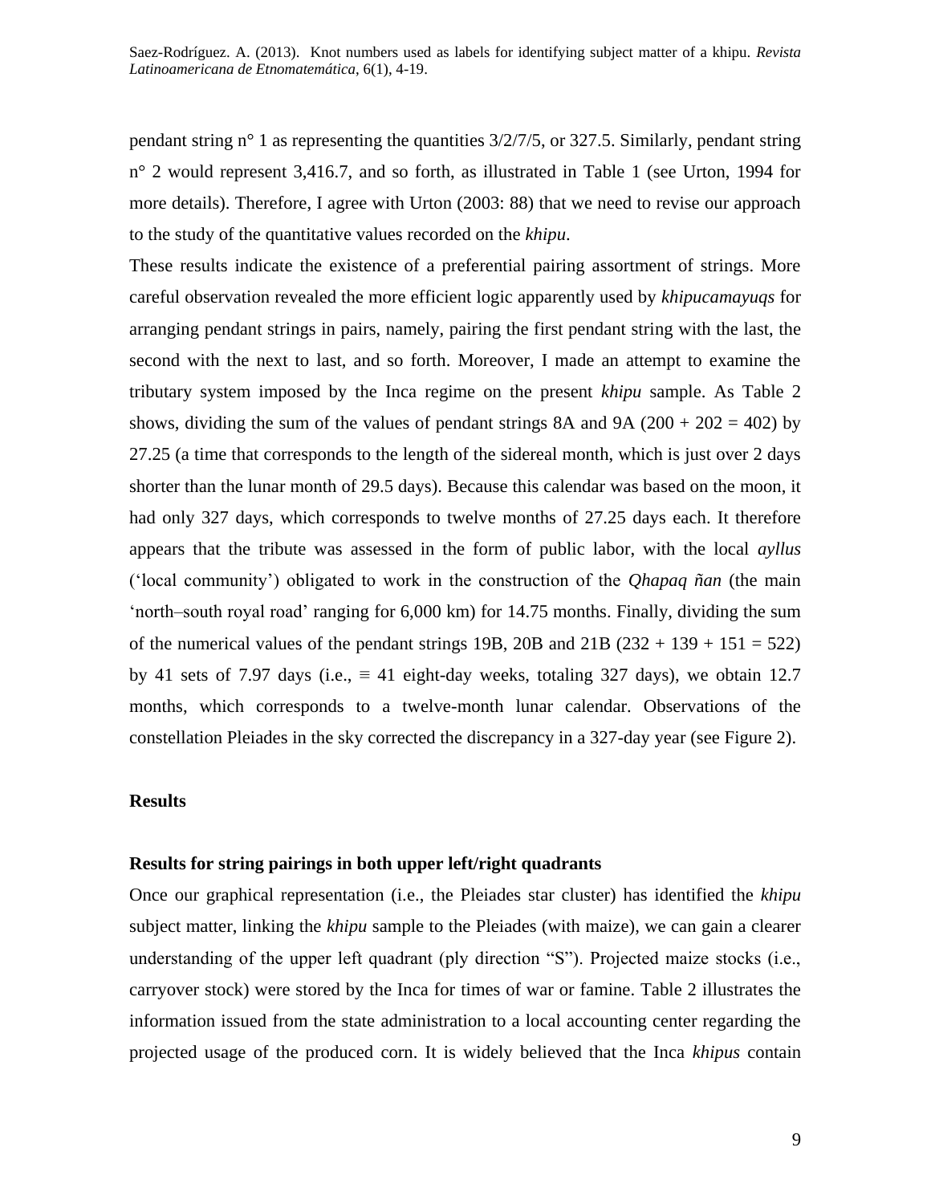pendant string n° 1 as representing the quantities 3/2/7/5, or 327.5. Similarly, pendant string n° 2 would represent 3,416.7, and so forth, as illustrated in Table 1 (see Urton, 1994 for more details). Therefore, I agree with Urton (2003: 88) that we need to revise our approach to the study of the quantitative values recorded on the *khipu*.

These results indicate the existence of a preferential pairing assortment of strings. More careful observation revealed the more efficient logic apparently used by *khipucamayuqs* for arranging pendant strings in pairs, namely, pairing the first pendant string with the last, the second with the next to last, and so forth. Moreover, I made an attempt to examine the tributary system imposed by the Inca regime on the present *khipu* sample. As Table 2 shows, dividing the sum of the values of pendant strings 8A and 9A (200 + 202 = 402) by 27.25 (a time that corresponds to the length of the sidereal month, which is just over 2 days shorter than the lunar month of 29.5 days). Because this calendar was based on the moon, it had only 327 days, which corresponds to twelve months of 27.25 days each. It therefore appears that the tribute was assessed in the form of public labor, with the local *ayllus* ('local community') obligated to work in the construction of the *Qhapaq ñan* (the main 'north–south royal road' ranging for 6,000 km) for 14.75 months. Finally, dividing the sum of the numerical values of the pendant strings 19B, 20B and 21B (232 + 139 + 151 = 522) by 41 sets of 7.97 days (i.e., ≡ 41 eight-day weeks, totaling 327 days), we obtain 12.7 months, which corresponds to a twelve-month lunar calendar. Observations of the constellation Pleiades in the sky corrected the discrepancy in a 327-day year (see Figure 2).

## Results

### Results for string pairings in both upper left/right quadrants

Once our graphical representation (i.e., the Pleiades star cluster) has identified the *khipu* subject matter, linking the *khipu* sample to the Pleiades (with maize), we can gain a clearer understanding of the upper left quadrant (ply direction "S"). Projected maize stocks (i.e., carryover stock) were stored by the Inca for times of war or famine. Table 2 illustrates the information issued from the state administration to a local accounting center regarding the projected usage of the produced corn. It is widely believed that the Inca *khipus* contain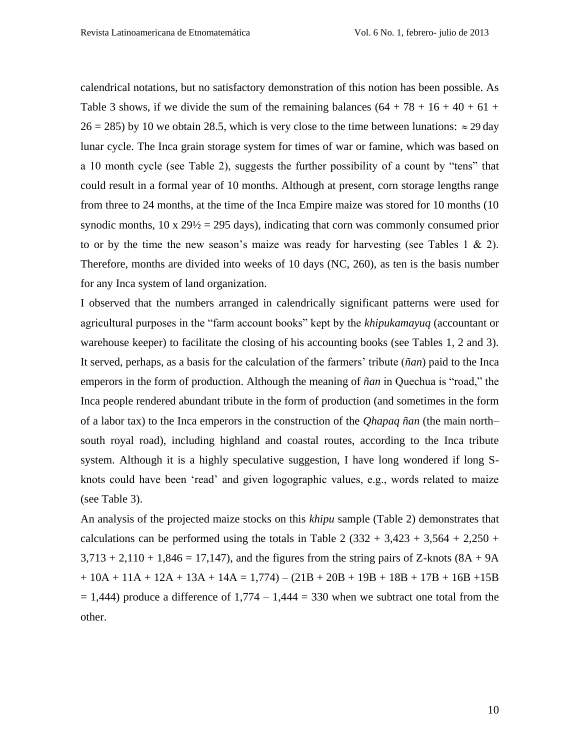calendrical notations, but no satisfactory demonstration of this notion has been possible. As Table 3 shows, if we divide the sum of the remaining balances (64 + 78 + 16 + 40 + 61 + 26 = 285) by 10 we obtain 28.5, which is very close to the time between lunations: $\approx 29$ day lunar cycle. The Inca grain storage system for times of war or famine, which was based on a 10 month cycle (see Table 2), suggests the further possibility of a count by "tens" that could result in a formal year of 10 months. Although at present, corn storage lengths range from three to 24 months, at the time of the Inca Empire maize was stored for 10 months (10 synodic months, 10 x 29½ = 295 days), indicating that corn was commonly consumed prior to or by the time the new season's maize was ready for harvesting (see Tables 1 & 2). Therefore, months are divided into weeks of 10 days (NC, 260), as ten is the basis number for any Inca system of land organization.

I observed that the numbers arranged in calendrically significant patterns were used for agricultural purposes in the "farm account books" kept by the *khipukamayuq* (accountant or warehouse keeper) to facilitate the closing of his accounting books (see Tables 1, 2 and 3). It served, perhaps, as a basis for the calculation of the farmers' tribute (*ñan*) paid to the Inca emperors in the form of production. Although the meaning of *ñan* in Quechua is "road," the Inca people rendered abundant tribute in the form of production (and sometimes in the form of a labor tax) to the Inca emperors in the construction of the *Qhapaq ñan* (the main north–south royal road), including highland and coastal routes, according to the Inca tribute system. Although it is a highly speculative suggestion, I have long wondered if long S-knots could have been 'read' and given logographic values, e.g., words related to maize (see Table 3).

An analysis of the projected maize stocks on this *khipu* sample (Table 2) demonstrates that calculations can be performed using the totals in Table 2 (332 + 3,423 + 3,564 + 2,250 + 3,713 + 2,110 + 1,846 = 17,147), and the figures from the string pairs of Z-knots (8A + 9A + 10A + 11A + 12A + 13A + 14A = 1,774) – (21B + 20B + 19B + 18B + 17B + 16B +15B = 1,444) produce a difference of 1,774 – 1,444 = 330 when we subtract one total from the other.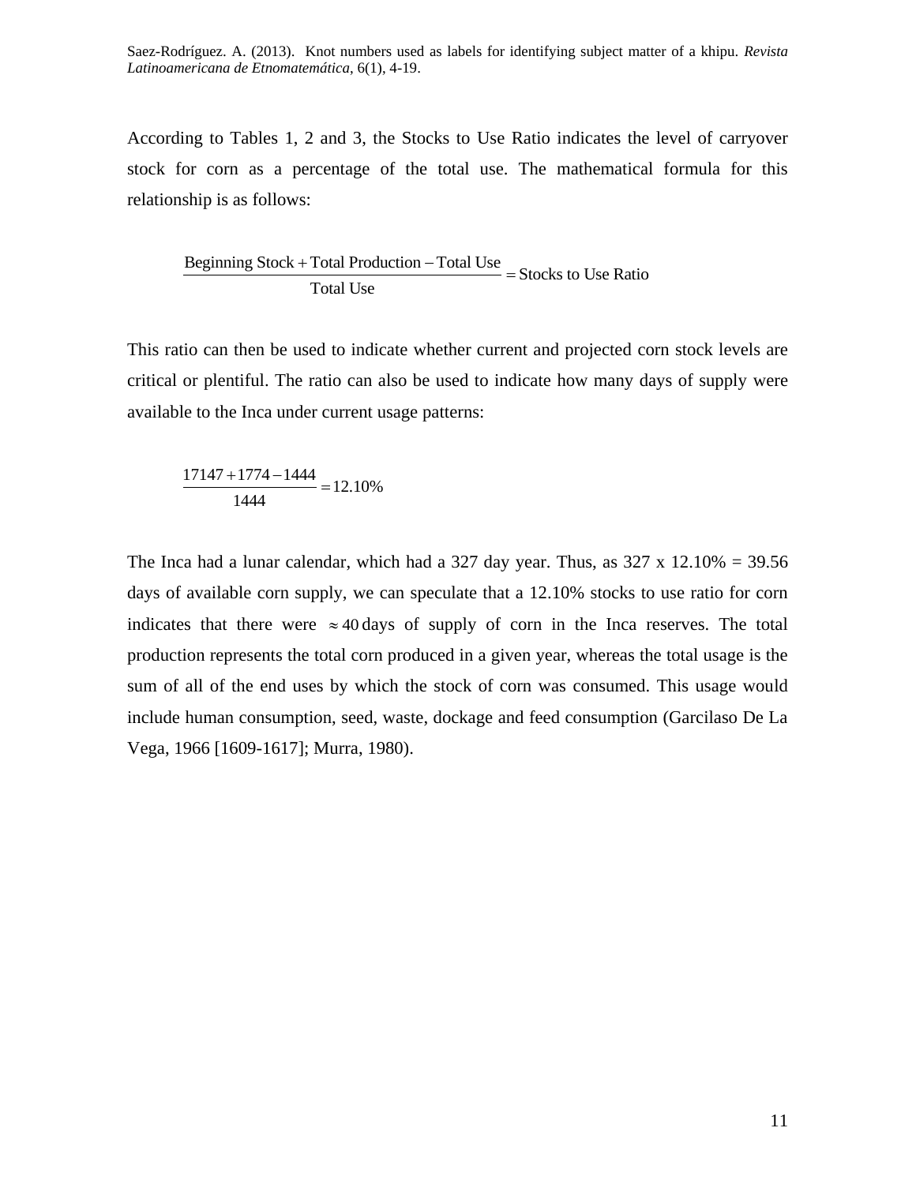According to Tables 1, 2 and 3, the Stocks to Use Ratio indicates the level of carryover stock for corn as a percentage of the total use. The mathematical formula for this relationship is as follows:

$$\frac{\text{Beginning Stock} + \text{Total Production} - \text{Total Use}}{\text{Total Use}} = \text{Stocks to Use Ratio}$$

This ratio can then be used to indicate whether current and projected corn stock levels are critical or plentiful. The ratio can also be used to indicate how many days of supply were available to the Inca under current usage patterns:

$$\frac{17147 + 1774 - 1444}{1444} = 12.10\%$$

The Inca had a lunar calendar, which had a 327 day year. Thus, as 327 x 12.10% = 39.56 days of available corn supply, we can speculate that a 12.10% stocks to use ratio for corn indicates that there were $\approx 40$ days of supply of corn in the Inca reserves. The total production represents the total corn produced in a given year, whereas the total usage is the sum of all of the end uses by which the stock of corn was consumed. This usage would include human consumption, seed, waste, dockage and feed consumption (Garcilaso De La Vega, 1966 [1609-1617]; Murra, 1980).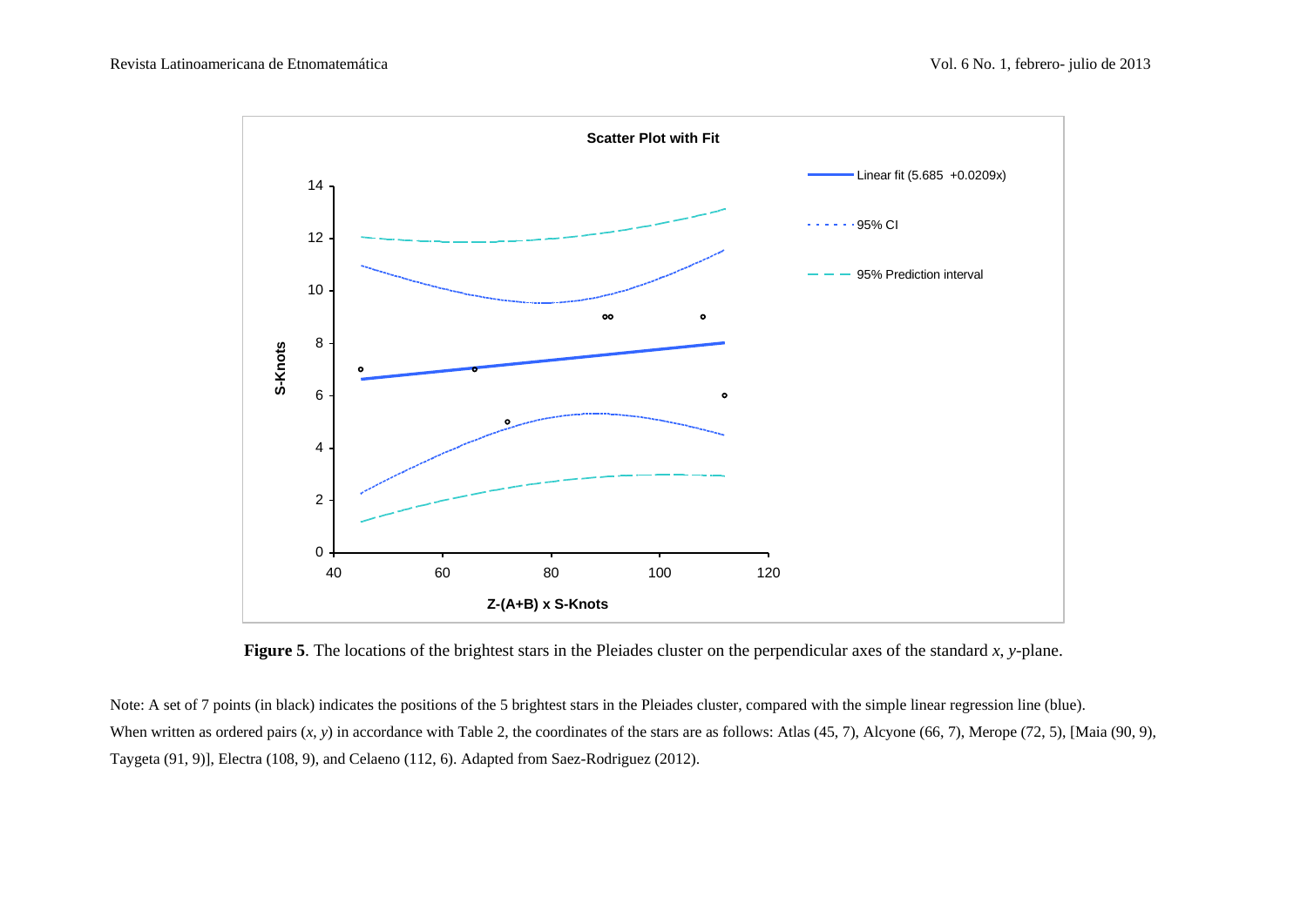**Figure 5**. The locations of the brightest stars in the Pleiades cluster on the perpendicular axes of the standard *x*, *y*-plane.

Note: A set of 7 points (in black) indicates the positions of the 5 brightest stars in the Pleiades cluster, compared with the simple linear regression line (blue). When written as ordered pairs (*x*, *y*) in accordance with Table 2, the coordinates of the stars are as follows: Atlas (45, 7), Alcyone (66, 7), Merope (72, 5), [Maia (90, 9), Taygeta (91, 9)], Electra (108, 9), and Celaeno (112, 6). Adapted from Saez-Rodriguez (2012).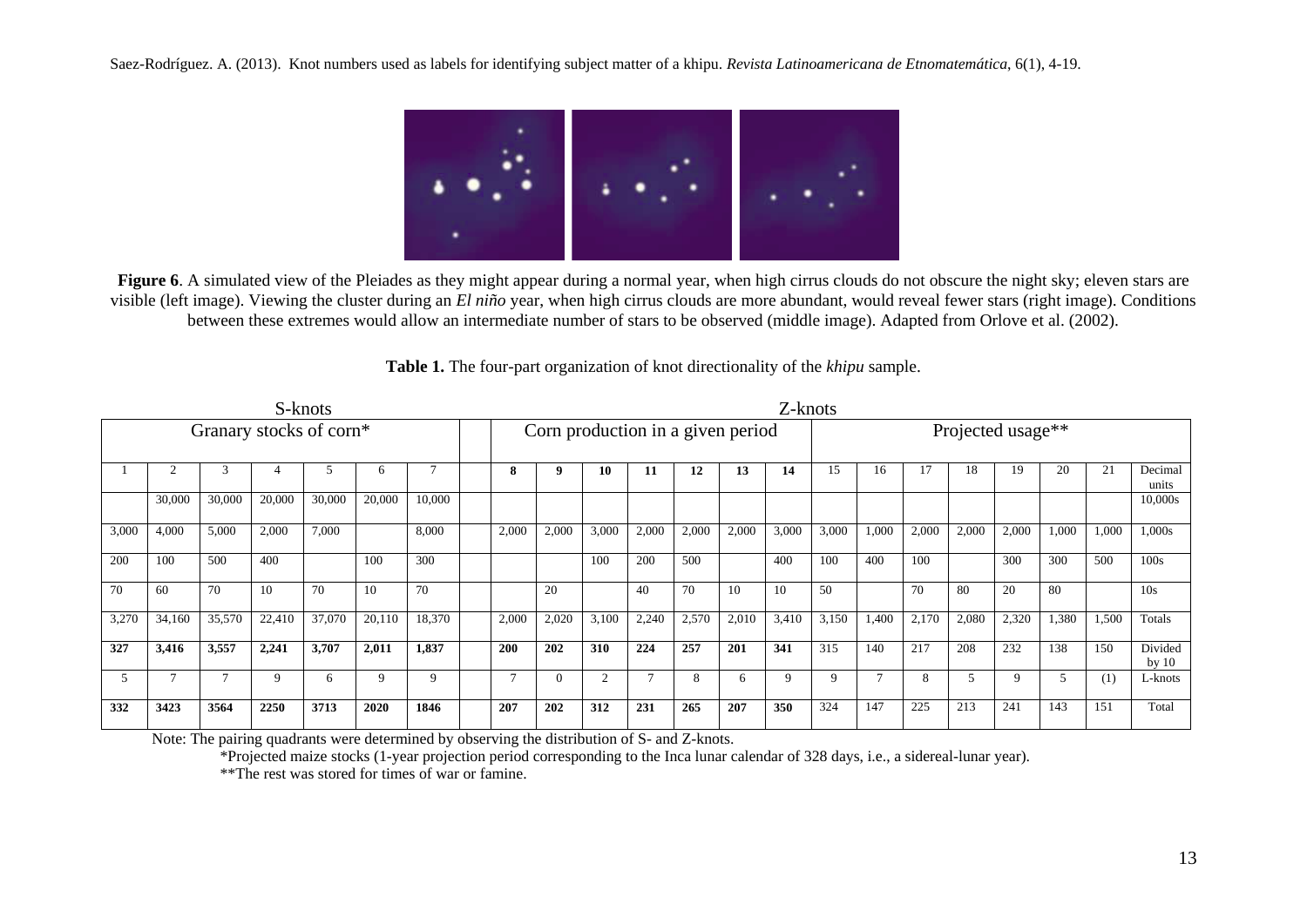**Figure 6**. A simulated view of the Pleiades as they might appear during a normal year, when high cirrus clouds do not obscure the night sky; eleven stars are visible (left image). Viewing the cluster during an *El niño* year, when high cirrus clouds are more abundant, would reveal fewer stars (right image). Conditions between these extremes would allow an intermediate number of stars to be observed (middle image). Adapted from Orlove et al. (2002).

**Table 1.** The four-part organization of knot directionality of the *khipu* sample.

| S-knots | | | | | | | Z-knots | | | | | | | | | | | | | | |
|---|---|---|---|---|---|---|---|---|---|---|---|---|---|---|---|---|---|---|---|---|---|
| Granary stocks of corn* | | | | | | | Corn production in a given period | | | | | | | Projected usage** | | | | | | | |
| 1 | 2 | 3 | 4 | 5 | 6 | 7 | **8** | **9** | **10** | **11** | **12** | **13** | **14** | 15 | 16 | 17 | 18 | 19 | 20 | 21 | Decimal units |
| | 30,000 | 30,000 | 20,000 | 30,000 | 20,000 | 10,000 | | | | | | | | | | | | | | | 10,000s |
| 3,000 | 4,000 | 5,000 | 2,000 | 7,000 | | 8,000 | 2,000 | 2,000 | 3,000 | 2,000 | 2,000 | 2,000 | 3,000 | 3,000 | 1,000 | 2,000 | 2,000 | 2,000 | 1,000 | 1,000 | 1,000s |
| 200 | 100 | 500 | 400 | | 100 | 300 | | | 100 | 200 | 500 | | 400 | 100 | 400 | 100 | | 300 | 300 | 500 | 100s |
| 70 | 60 | 70 | 10 | 70 | 10 | 70 | | 20 | | 40 | 70 | 10 | 10 | 50 | | 70 | 80 | 20 | 80 | | 10s |
| 3,270 | 34,160 | 35,570 | 22,410 | 37,070 | 20,110 | 18,370 | 2,000 | 2,020 | 3,100 | 2,240 | 2,570 | 2,010 | 3,410 | 3,150 | 1,400 | 2,170 | 2,080 | 2,320 | 1,380 | 1,500 | Totals |
| **327** | **3,416** | **3,557** | **2,241** | **3,707** | **2,011** | **1,837** | **200** | **202** | **310** | **224** | **257** | **201** | **341** | 315 | 140 | 217 | 208 | 232 | 138 | 150 | Divided by 10 |
| 5 | 7 | 7 | 9 | 6 | 9 | 9 | 7 | 0 | 2 | 7 | 8 | 6 | 9 | 9 | 7 | 8 | 5 | 9 | 5 | (1) | L-knots |
| **332** | **3423** | **3564** | **2250** | **3713** | **2020** | **1846** | **207** | **202** | **312** | **231** | **265** | **207** | **350** | 324 | 147 | 225 | 213 | 241 | 143 | 151 | Total |

Note: The pairing quadrants were determined by observing the distribution of S- and Z-knots.

*Projected maize stocks (1-year projection period corresponding to the Inca lunar calendar of 328 days, i.e., a sidereal-lunar year).

**The rest was stored for times of war or famine.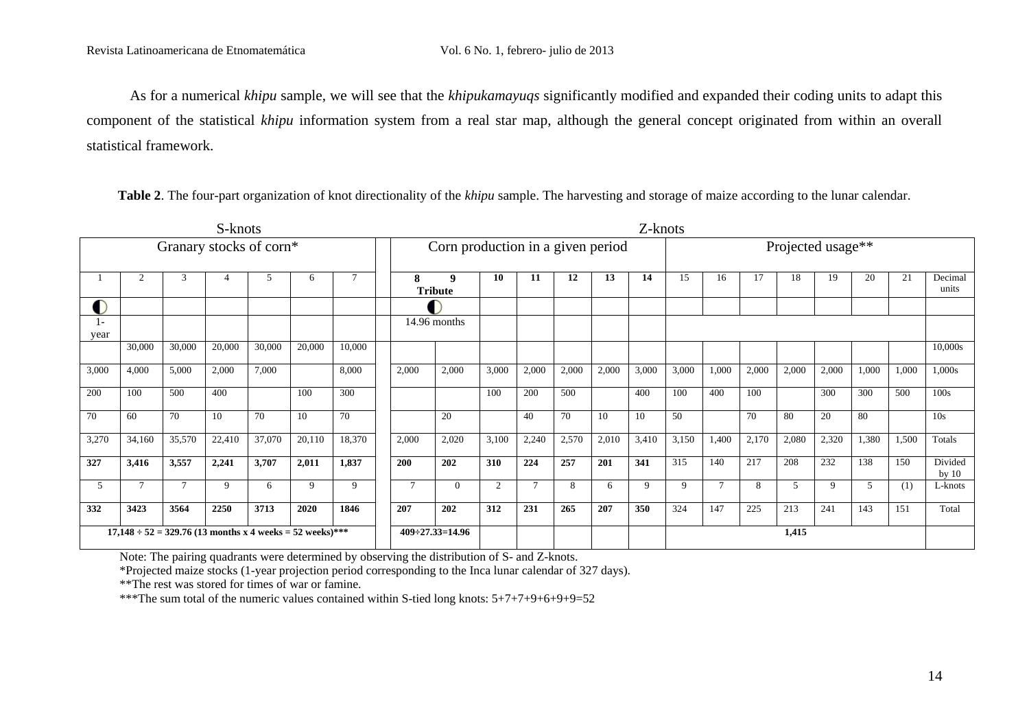As for a numerical *khipu* sample, we will see that the *khipukamayuqs* significantly modified and expanded their coding units to adapt this component of the statistical *khipu* information system from a real star map, although the general concept originated from within an overall statistical framework.

**Table 2**. The four-part organization of knot directionality of the *khipu* sample. The harvesting and storage of maize according to the lunar calendar.

| S-knots | | | | | | | Z-knots | | | | | | | | | | | | | | |
|---|---|---|---|---|---|---|---|---|---|---|---|---|---|---|---|---|---|---|---|---|---|
| Granary stocks of corn* | | | | | | | Corn production in a given period | | | | | | | Projected usage** | | | | | | | |
| 1 | 2 | 3 | 4 | 5 | 6 | 7 | **8** | **9** **Tribute** | **10** | **11** | **12** | **13** | **14** | 15 | 16 | 17 | 18 | 19 | 20 | 21 | Decimal units |
| ◐ | | | | | | | ◐ | | | | | | | | | | | | | | |
| 1-year | | | | | | | 14.96 months | | | | | | | | | | | | | | |
| | 30,000 | 30,000 | 20,000 | 30,000 | 20,000 | 10,000 | | | | | | | | | | | | | | | 10,000s |
| 3,000 | 4,000 | 5,000 | 2,000 | 7,000 | | 8,000 | 2,000 | 2,000 | 3,000 | 2,000 | 2,000 | 2,000 | 3,000 | 3,000 | 1,000 | 2,000 | 2,000 | 2,000 | 1,000 | 1,000 | 1,000s |
| 200 | 100 | 500 | 400 | | 100 | 300 | | | 100 | 200 | 500 | | 400 | 100 | 400 | 100 | | 300 | 300 | 500 | 100s |
| 70 | 60 | 70 | 10 | 70 | 10 | 70 | | 20 | | 40 | 70 | 10 | 10 | 50 | | 70 | 80 | 20 | 80 | | 10s |
| 3,270 | 34,160 | 35,570 | 22,410 | 37,070 | 20,110 | 18,370 | 2,000 | 2,020 | 3,100 | 2,240 | 2,570 | 2,010 | 3,410 | 3,150 | 1,400 | 2,170 | 2,080 | 2,320 | 1,380 | 1,500 | Totals |
| **327** | **3,416** | **3,557** | **2,241** | **3,707** | **2,011** | **1,837** | **200** | **202** | **310** | **224** | **257** | **201** | **341** | 315 | 140 | 217 | 208 | 232 | 138 | 150 | Divided by 10 |
| 5 | 7 | 7 | 9 | 6 | 9 | 9 | 7 | 0 | 2 | 7 | 8 | 6 | 9 | 9 | 7 | 8 | 5 | 9 | 5 | (1) | L-knots |
| **332** | **3423** | **3564** | **2250** | **3713** | **2020** | **1846** | **207** | **202** | **312** | **231** | **265** | **207** | **350** | 324 | 147 | 225 | 213 | 241 | 143 | 151 | Total |
| **17,148 ÷ 52 = 329.76 (13 months x 4 weeks = 52 weeks)*** | | | | | | | **409÷27.33=14.96** | | | | | | | **1,415** | | | | | | | |

Note: The pairing quadrants were determined by observing the distribution of S- and Z-knots.

*Projected maize stocks (1-year projection period corresponding to the Inca lunar calendar of 327 days).

**The rest was stored for times of war or famine.

***The sum total of the numeric values contained within S-tied long knots: 5+7+7+9+6+9+9=52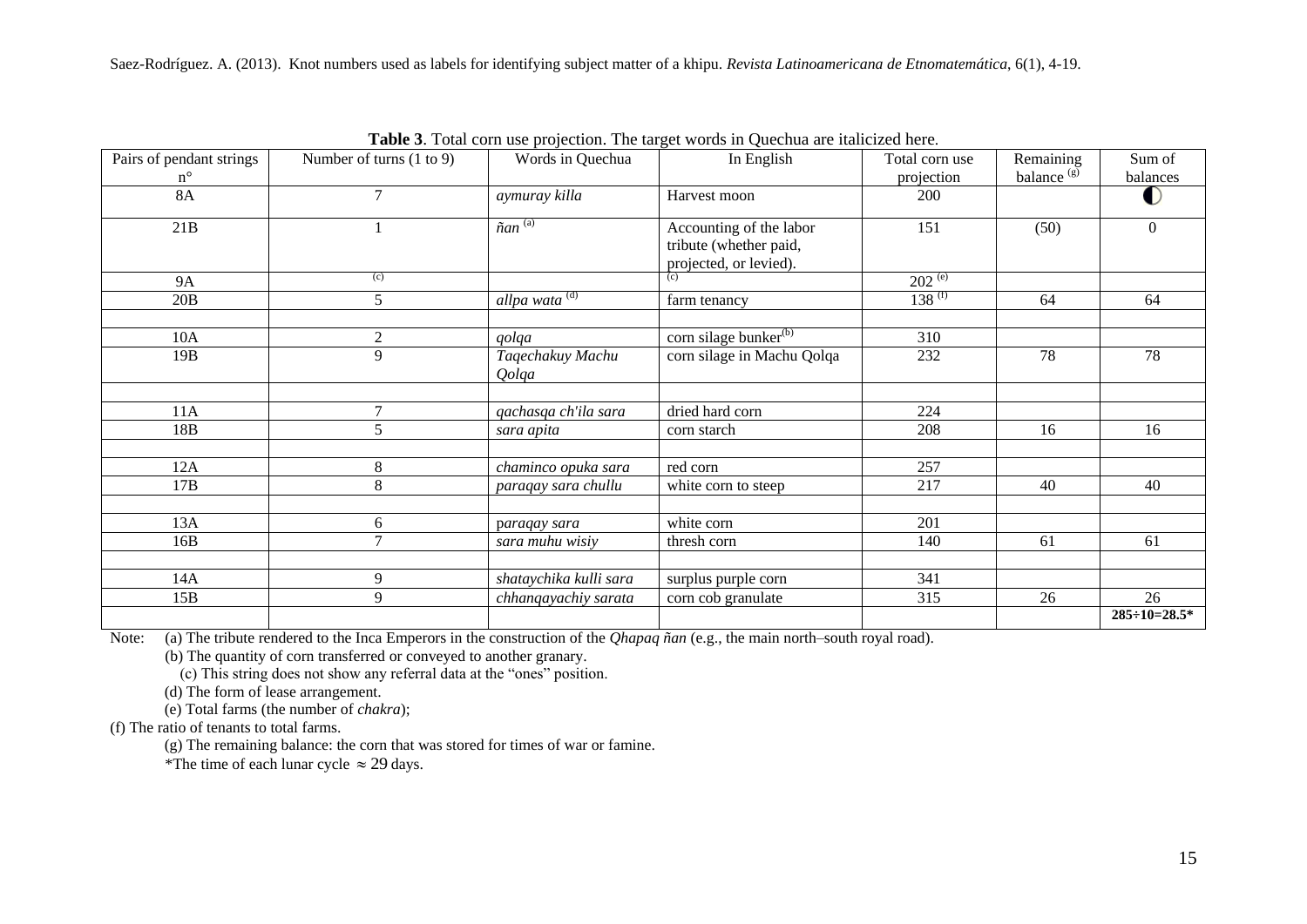**Table 3**. Total corn use projection. The target words in Quechua are italicized here.

| Pairs of pendant strings n° | Number of turns (1 to 9) | Words in Quechua | In English | Total corn use projection | Remaining balance [(g)] | Sum of balances |
|---|---|---|---|---|---|---|
| 8A | 7 | *aymuray killa* | Harvest moon | 200 | | ◐ |
| 21B | 1 | *ñan* [(a)] | Accounting of the labor tribute (whether paid, projected, or levied). | 151 | (50) | 0 |
| 9A | [(c)] | | [(c)] | 202 [(e)] | | |
| 20B | 5 | *allpa wata* [(d)] | farm tenancy | 138 [(f)] | 64 | 64 |
| | | | | | | |
| 10A | 2 | *qolqa* | corn silage bunker[(b)] | 310 | | |
| 19B | 9 | *Taqechakuy Machu Qolqa* | corn silage in Machu Qolqa | 232 | 78 | 78 |
| | | | | | | |
| 11A | 7 | *qachasqa ch'ila sara* | dried hard corn | 224 | | |
| 18B | 5 | *sara apita* | corn starch | 208 | 16 | 16 |
| | | | | | | |
| 12A | 8 | *chaminco opuka sara* | red corn | 257 | | |
| 17B | 8 | *paraqay sara chullu* | white corn to steep | 217 | 40 | 40 |
| | | | | | | |
| 13A | 6 | p*araqay sara* | white corn | 201 | | |
| 16B | 7 | *sara muhu wisiy* | thresh corn | 140 | 61 | 61 |
| | | | | | | |
| 14A | 9 | *shataychika kulli sara* | surplus purple corn | 341 | | |
| 15B | 9 | *chhanqayachiy sarata* | corn cob granulate | 315 | 26 | 26 |
| | | | | | | **285÷10=28.5*** |

Note: (a) The tribute rendered to the Inca Emperors in the construction of the *Qhapaq ñan* (e.g., the main north–south royal road).

(b) The quantity of corn transferred or conveyed to another granary.

(c) This string does not show any referral data at the "ones" position.

(d) The form of lease arrangement.

(e) Total farms (the number of *chakra*);

(f) The ratio of tenants to total farms.

(g) The remaining balance: the corn that was stored for times of war or famine.

*The time of each lunar cycle $\approx 29$ days.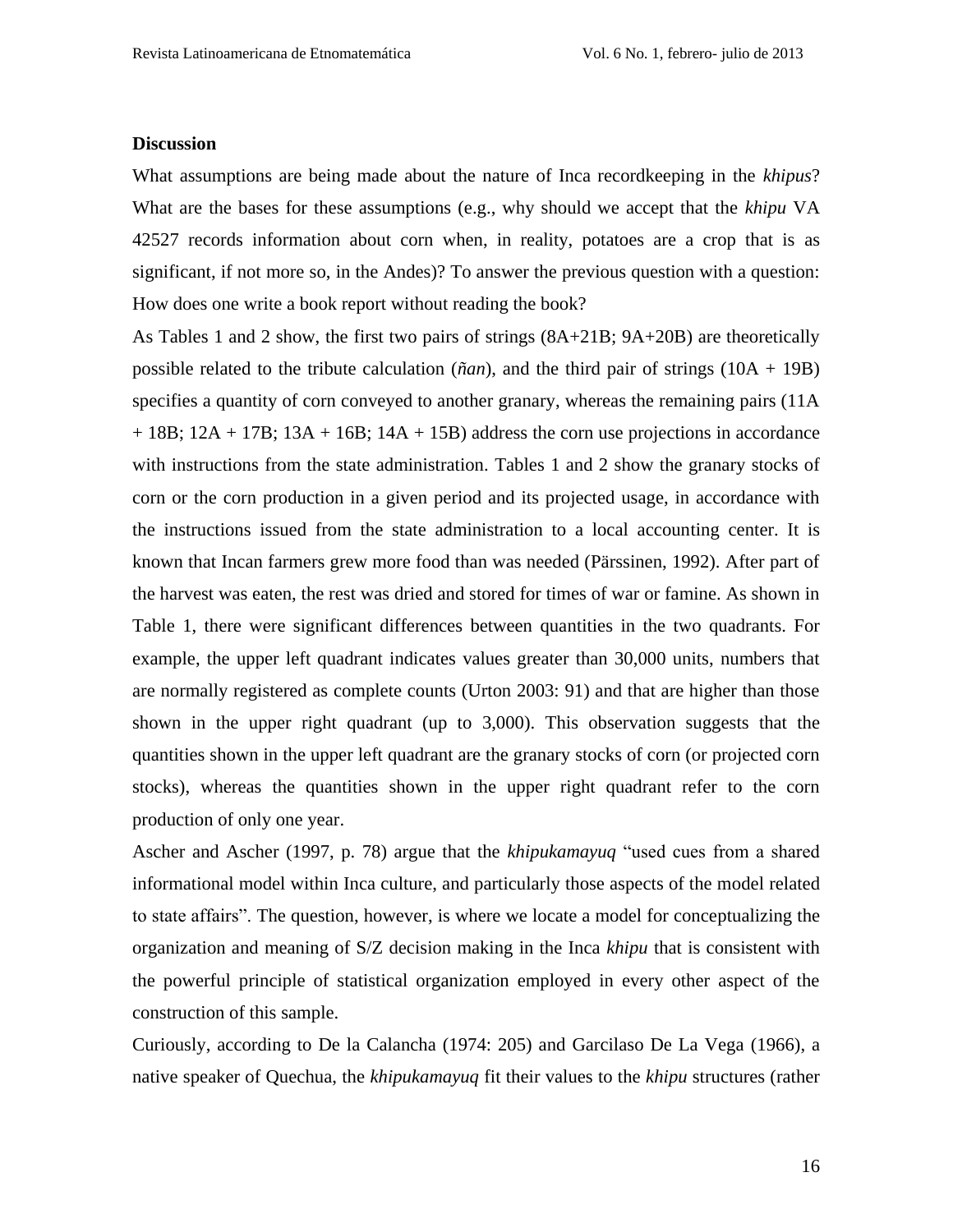**Discussion**

What assumptions are being made about the nature of Inca recordkeeping in the *khipus*? What are the bases for these assumptions (e.g., why should we accept that the *khipu* VA 42527 records information about corn when, in reality, potatoes are a crop that is as significant, if not more so, in the Andes)? To answer the previous question with a question: How does one write a book report without reading the book?

As Tables 1 and 2 show, the first two pairs of strings (8A+21B; 9A+20B) are theoretically possible related to the tribute calculation (*ñan*), and the third pair of strings (10A + 19B) specifies a quantity of corn conveyed to another granary, whereas the remaining pairs (11A + 18B; 12A + 17B; 13A + 16B; 14A + 15B) address the corn use projections in accordance with instructions from the state administration. Tables 1 and 2 show the granary stocks of corn or the corn production in a given period and its projected usage, in accordance with the instructions issued from the state administration to a local accounting center. It is known that Incan farmers grew more food than was needed (Pärssinen, 1992). After part of the harvest was eaten, the rest was dried and stored for times of war or famine. As shown in Table 1, there were significant differences between quantities in the two quadrants. For example, the upper left quadrant indicates values greater than 30,000 units, numbers that are normally registered as complete counts (Urton 2003: 91) and that are higher than those shown in the upper right quadrant (up to 3,000). This observation suggests that the quantities shown in the upper left quadrant are the granary stocks of corn (or projected corn stocks), whereas the quantities shown in the upper right quadrant refer to the corn production of only one year.

Ascher and Ascher (1997, p. 78) argue that the *khipukamayuq* "used cues from a shared informational model within Inca culture, and particularly those aspects of the model related to state affairs". The question, however, is where we locate a model for conceptualizing the organization and meaning of S/Z decision making in the Inca *khipu* that is consistent with the powerful principle of statistical organization employed in every other aspect of the construction of this sample.

Curiously, according to De la Calancha (1974: 205) and Garcilaso De La Vega (1966), a native speaker of Quechua, the *khipukamayuq* fit their values to the *khipu* structures (rather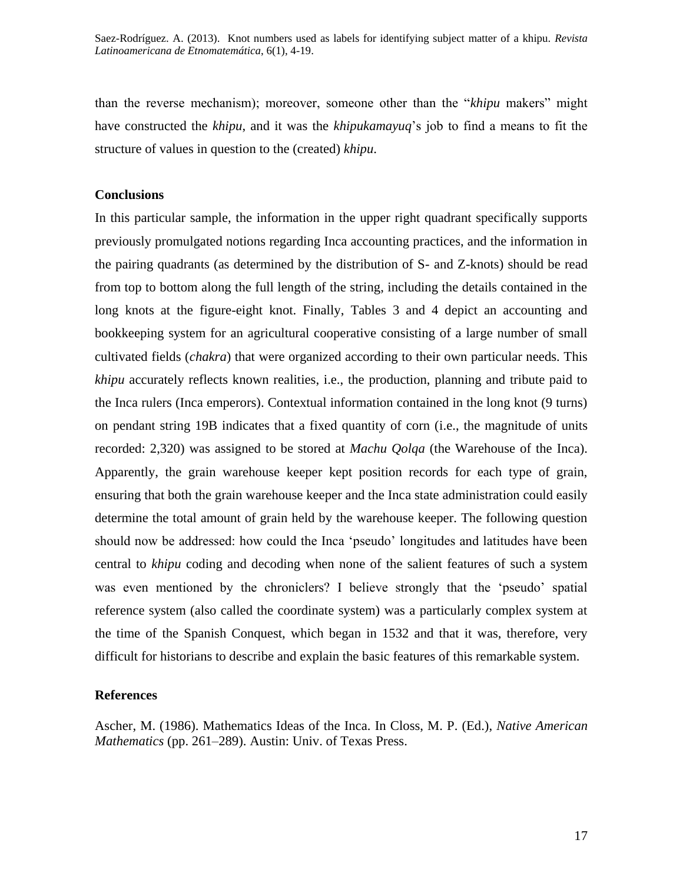than the reverse mechanism); moreover, someone other than the "*khipu* makers" might have constructed the *khipu*, and it was the *khipukamayuq*'s job to find a means to fit the structure of values in question to the (created) *khipu*.

## Conclusions

In this particular sample, the information in the upper right quadrant specifically supports previously promulgated notions regarding Inca accounting practices, and the information in the pairing quadrants (as determined by the distribution of S- and Z-knots) should be read from top to bottom along the full length of the string, including the details contained in the long knots at the figure-eight knot. Finally, Tables 3 and 4 depict an accounting and bookkeeping system for an agricultural cooperative consisting of a large number of small cultivated fields (*chakra*) that were organized according to their own particular needs. This *khipu* accurately reflects known realities, i.e., the production, planning and tribute paid to the Inca rulers (Inca emperors). Contextual information contained in the long knot (9 turns) on pendant string 19B indicates that a fixed quantity of corn (i.e., the magnitude of units recorded: 2,320) was assigned to be stored at *Machu Qolqa* (the Warehouse of the Inca). Apparently, the grain warehouse keeper kept position records for each type of grain, ensuring that both the grain warehouse keeper and the Inca state administration could easily determine the total amount of grain held by the warehouse keeper. The following question should now be addressed: how could the Inca 'pseudo' longitudes and latitudes have been central to *khipu* coding and decoding when none of the salient features of such a system was even mentioned by the chroniclers? I believe strongly that the 'pseudo' spatial reference system (also called the coordinate system) was a particularly complex system at the time of the Spanish Conquest, which began in 1532 and that it was, therefore, very difficult for historians to describe and explain the basic features of this remarkable system.

## References

Ascher, M. (1986). Mathematics Ideas of the Inca. In Closs, M. P. (Ed.), *Native American Mathematics* (pp. 261–289). Austin: Univ. of Texas Press.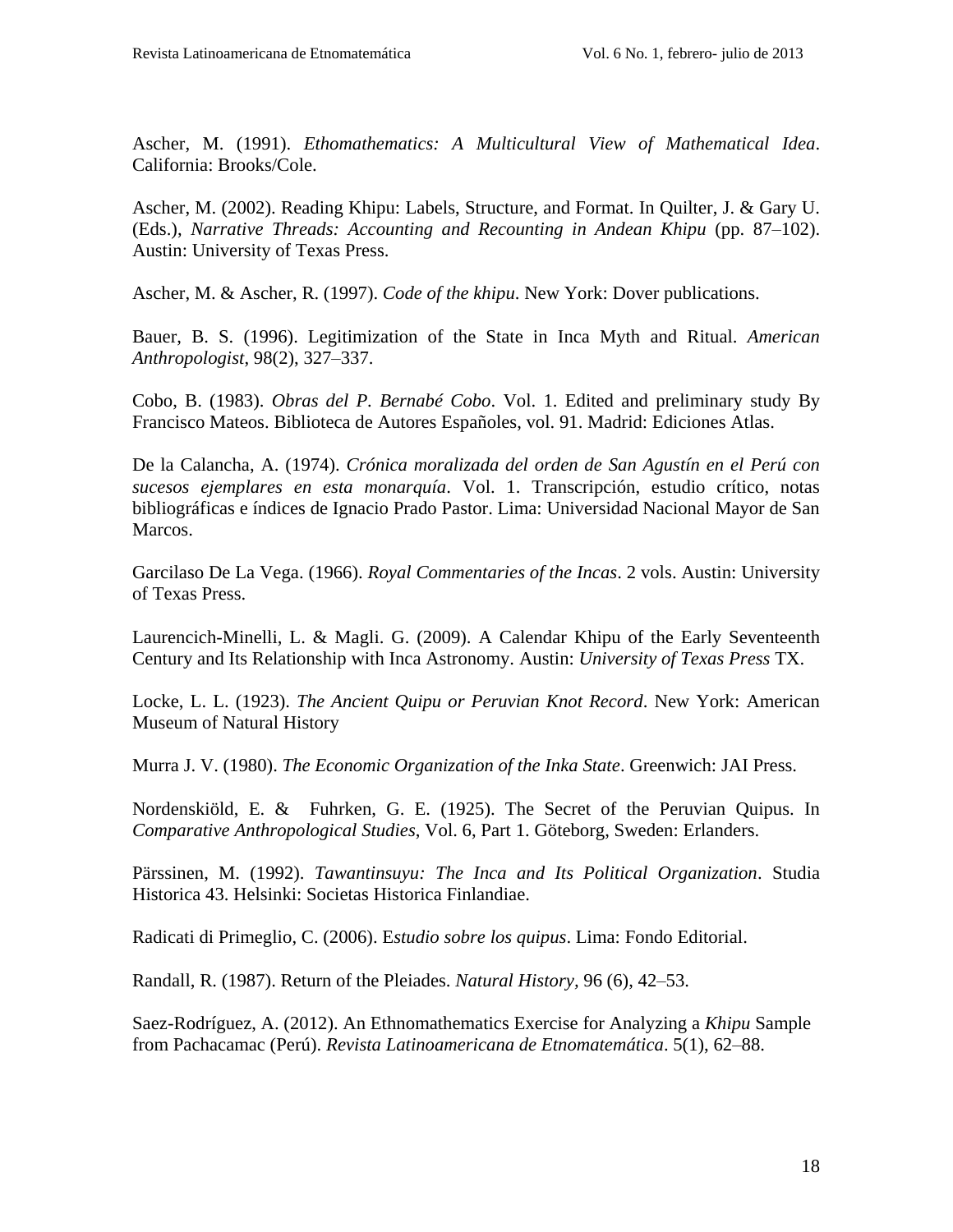Ascher, M. (1991). *Ethomathematics: A Multicultural View of Mathematical Idea*. California: Brooks/Cole.

Ascher, M. (2002). Reading Khipu: Labels, Structure, and Format. In Quilter, J. & Gary U. (Eds.), *Narrative Threads: Accounting and Recounting in Andean Khipu* (pp. 87–102). Austin: University of Texas Press.

Ascher, M. & Ascher, R. (1997). *Code of the khipu*. New York: Dover publications.

Bauer, B. S. (1996). Legitimization of the State in Inca Myth and Ritual. *American Anthropologist*, 98(2), 327–337.

Cobo, B. (1983). *Obras del P. Bernabé Cobo*. Vol. 1. Edited and preliminary study By Francisco Mateos. Biblioteca de Autores Españoles, vol. 91. Madrid: Ediciones Atlas.

De la Calancha, A. (1974). *Crónica moralizada del orden de San Agustín en el Perú con sucesos ejemplares en esta monarquía*. Vol. 1. Transcripción, estudio crítico, notas bibliográficas e índices de Ignacio Prado Pastor. Lima: Universidad Nacional Mayor de San Marcos.

Garcilaso De La Vega. (1966). *Royal Commentaries of the Incas*. 2 vols. Austin: University of Texas Press.

Laurencich-Minelli, L. & Magli. G. (2009). A Calendar Khipu of the Early Seventeenth Century and Its Relationship with Inca Astronomy. Austin: *University of Texas Press* TX.

Locke, L. L. (1923). *The Ancient Quipu or Peruvian Knot Record*. New York: American Museum of Natural History

Murra J. V. (1980). *The Economic Organization of the Inka State*. Greenwich: JAI Press.

Nordenskiöld, E. & Fuhrken, G. E. (1925). The Secret of the Peruvian Quipus. In *Comparative Anthropological Studies*, Vol. 6, Part 1. Göteborg, Sweden: Erlanders.

Pärssinen, M. (1992). *Tawantinsuyu: The Inca and Its Political Organization*. Studia Historica 43. Helsinki: Societas Historica Finlandiae.

Radicati di Primeglio, C. (2006). E*studio sobre los quipus*. Lima: Fondo Editorial.

Randall, R. (1987). Return of the Pleiades. *Natural History*, 96 (6), 42–53.

Saez-Rodríguez, A. (2012). An Ethnomathematics Exercise for Analyzing a *Khipu* Sample from Pachacamac (Perú). *Revista Latinoamericana de Etnomatemática*. 5(1), 62–88.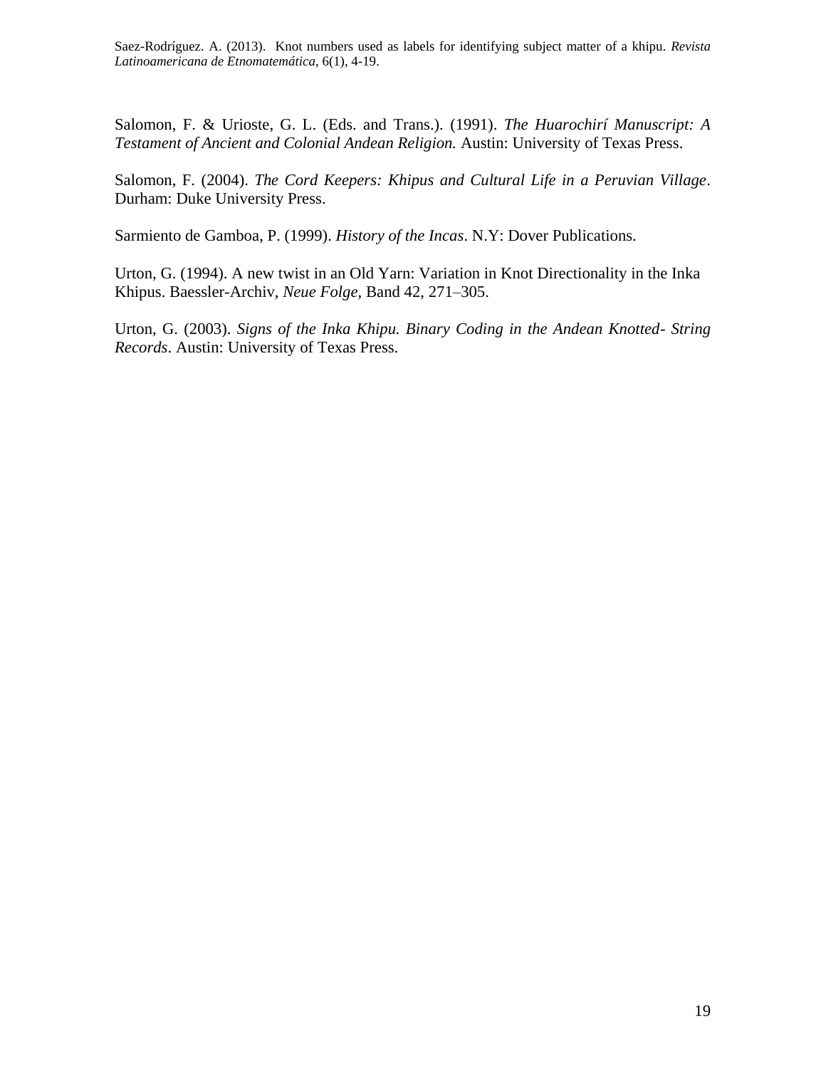Saez-Rodríguez. A. (2013). Knot numbers used as labels for identifying subject matter of a khipu. *Revista Latinoamericana de Etnomatemática*, 6(1), 4-19.

Salomon, F. & Urioste, G. L. (Eds. and Trans.). (1991). *The Huarochirí Manuscript: A Testament of Ancient and Colonial Andean Religion.* Austin: University of Texas Press.

Salomon, F. (2004). *The Cord Keepers: Khipus and Cultural Life in a Peruvian Village*. Durham: Duke University Press.

Sarmiento de Gamboa, P. (1999). *History of the Incas*. N.Y: Dover Publications.

Urton, G. (1994). A new twist in an Old Yarn: Variation in Knot Directionality in the Inka Khipus. Baessler-Archiv, *Neue Folge*, Band 42, 271–305.

Urton, G. (2003). *Signs of the Inka Khipu. Binary Coding in the Andean Knotted- String Records*. Austin: University of Texas Press.